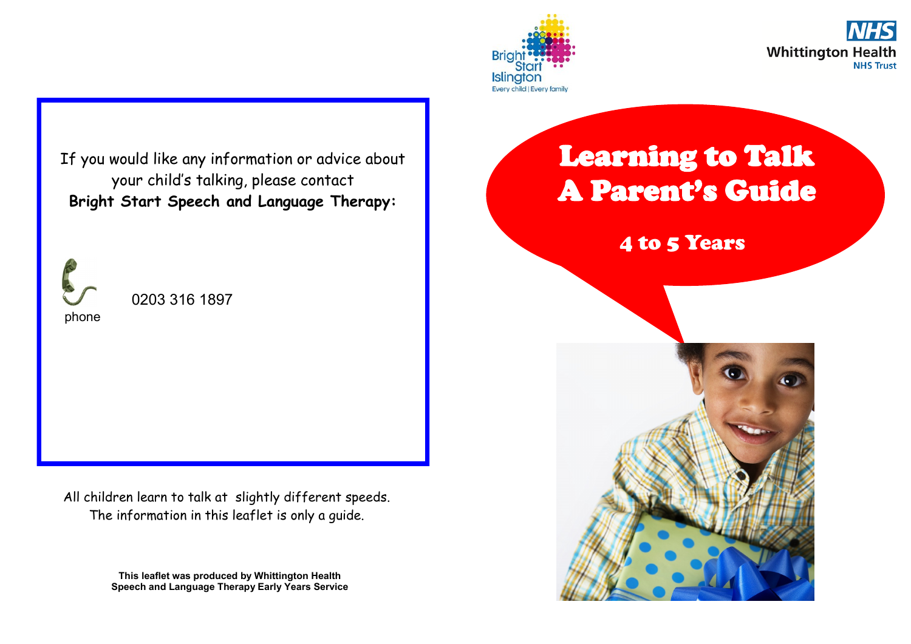Bright Start Islington
Every child | Every family

NHS
Whittington Health
NHS Trust

# Learning to Talk
# A Parent's Guide

## 4 to 5 Years

If you would like any information or advice about your child's talking, please contact
**Bright Start Speech and Language Therapy:**

phone 0203 316 1897

All children learn to talk at slightly different speeds.
The information in this leaflet is only a guide.

**This leaflet was produced by Whittington Health Speech and Language Therapy Early Years Service**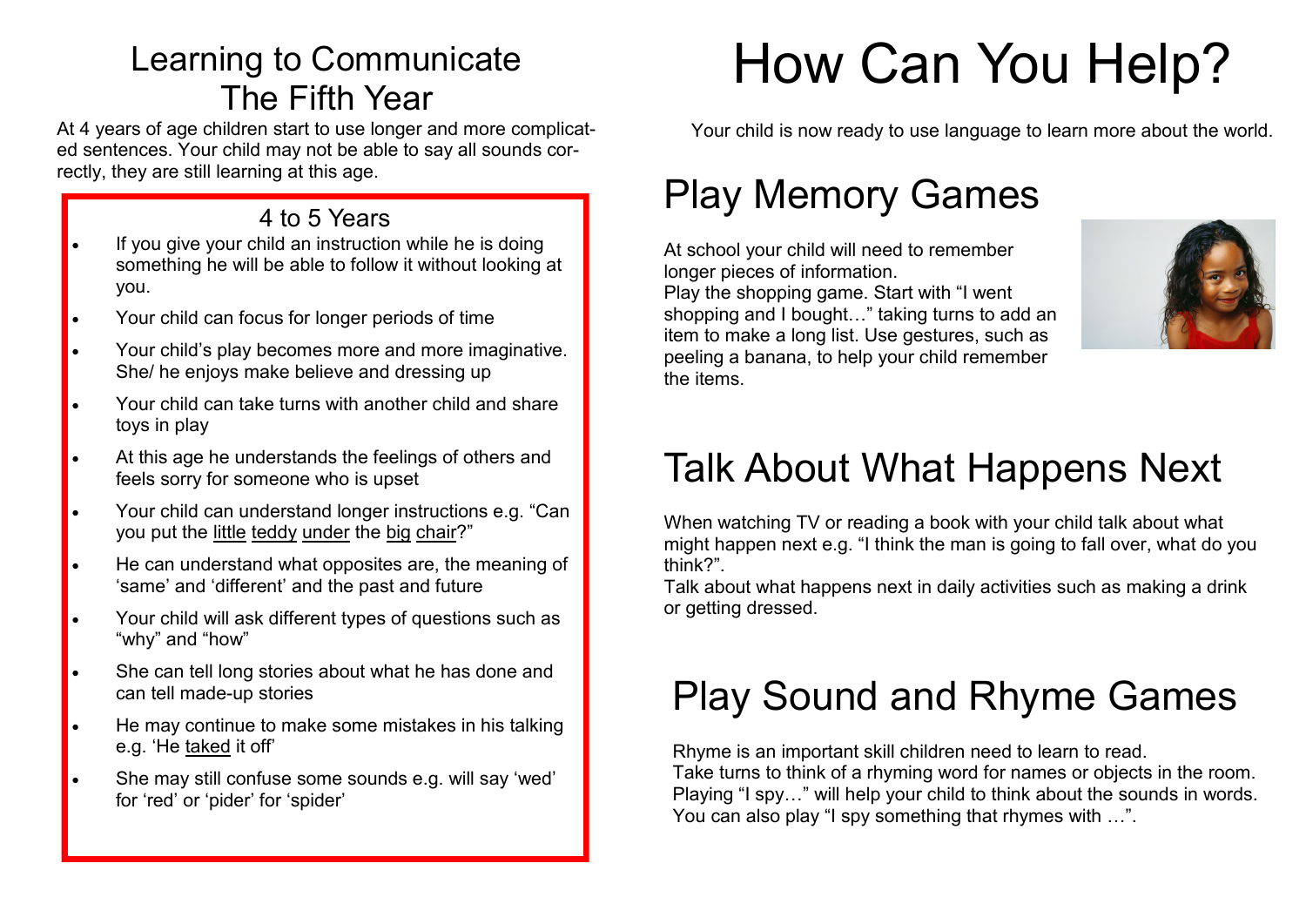# Learning to Communicate
# The Fifth Year

At 4 years of age children start to use longer and more complicated sentences. Your child may not be able to say all sounds correctly, they are still learning at this age.

## 4 to 5 Years

- If you give your child an instruction while he is doing something he will be able to follow it without looking at you.
- Your child can focus for longer periods of time
- Your child's play becomes more and more imaginative. She/ he enjoys make believe and dressing up
- Your child can take turns with another child and share toys in play
- At this age he understands the feelings of others and feels sorry for someone who is upset
- Your child can understand longer instructions e.g. "Can you put the <u>little</u> <u>teddy</u> <u>under</u> the <u>big</u> <u>chair</u>?"
- He can understand what opposites are, the meaning of 'same' and 'different' and the past and future
- Your child will ask different types of questions such as "why" and "how"
- She can tell long stories about what he has done and can tell made-up stories
- He may continue to make some mistakes in his talking e.g. 'He <u>taked</u> it off'
- She may still confuse some sounds e.g. will say 'wed' for 'red' or 'pider' for 'spider'

# How Can You Help?

Your child is now ready to use language to learn more about the world.

## Play Memory Games

At school your child will need to remember longer pieces of information.
Play the shopping game. Start with "I went shopping and I bought…" taking turns to add an item to make a long list. Use gestures, such as peeling a banana, to help your child remember the items.

## Talk About What Happens Next

When watching TV or reading a book with your child talk about what might happen next e.g. "I think the man is going to fall over, what do you think?".
Talk about what happens next in daily activities such as making a drink or getting dressed.

## Play Sound and Rhyme Games

Rhyme is an important skill children need to learn to read.
Take turns to think of a rhyming word for names or objects in the room.
Playing "I spy…" will help your child to think about the sounds in words.
You can also play "I spy something that rhymes with …".